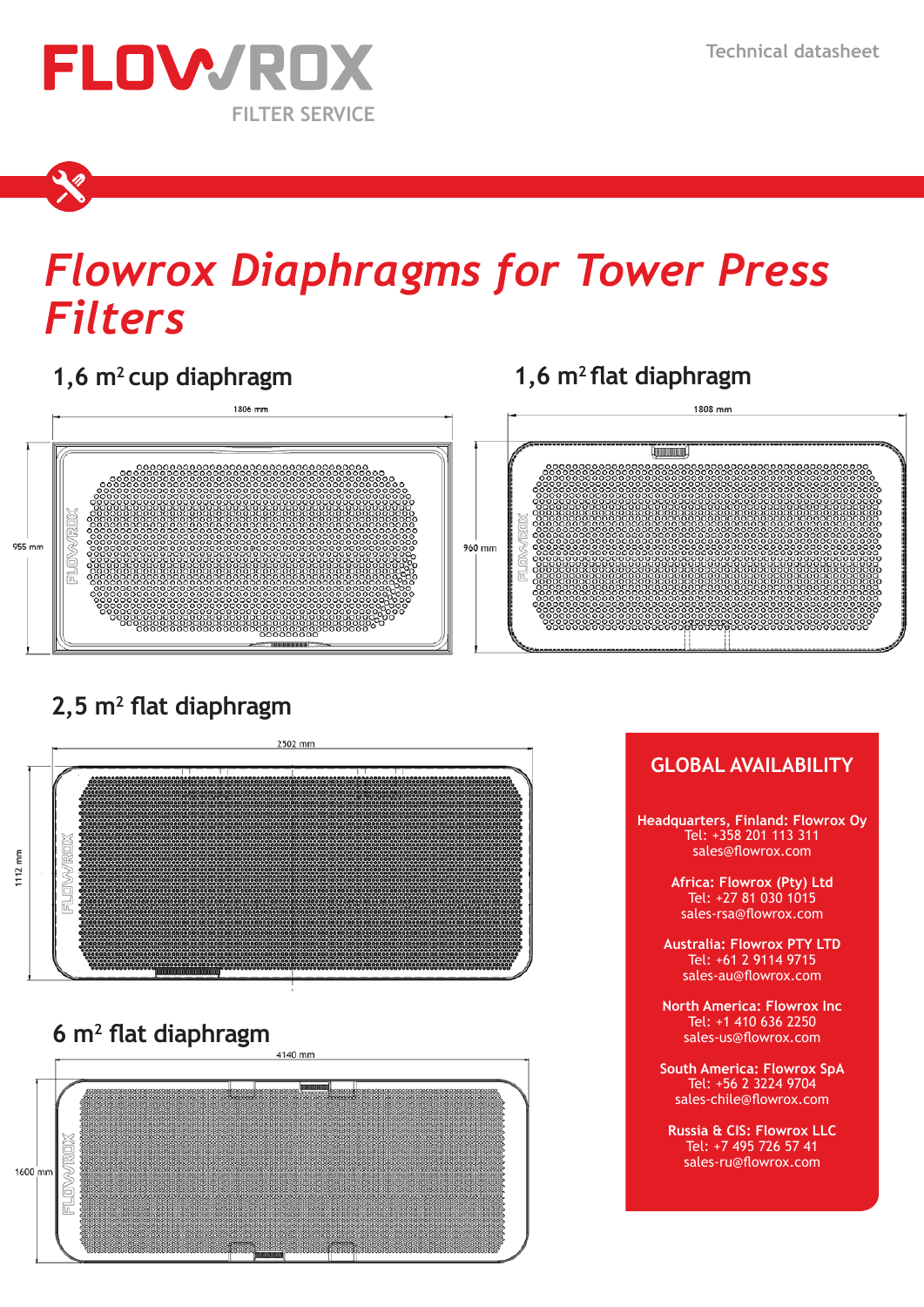FLOWROX

FILTER SERVICE

Technical datasheet

# Flowrox Diaphragms for Tower Press Filters

## 1,6 m² cup diaphragm

1806 mm

955 mm

## 1,6 m² flat diaphragm

1808 mm

960 mm

## 2,5 m² flat diaphragm

2502 mm

1112 mm

## 6 m² flat diaphragm

4140 mm

1600 mm

## GLOBAL AVAILABILITY

**Headquarters, Finland: Flowrox Oy**
Tel: +358 201 113 311
sales@flowrox.com

**Africa: Flowrox (Pty) Ltd**
Tel: +27 81 030 1015
sales-rsa@flowrox.com

**Australia: Flowrox PTY LTD**
Tel: +61 2 9114 9715
sales-au@flowrox.com

**North America: Flowrox Inc**
Tel: +1 410 636 2250
sales-us@flowrox.com

**South America: Flowrox SpA**
Tel: +56 2 3224 9704
sales-chile@flowrox.com

**Russia & CIS: Flowrox LLC**
Tel: +7 495 726 57 41
sales-ru@flowrox.com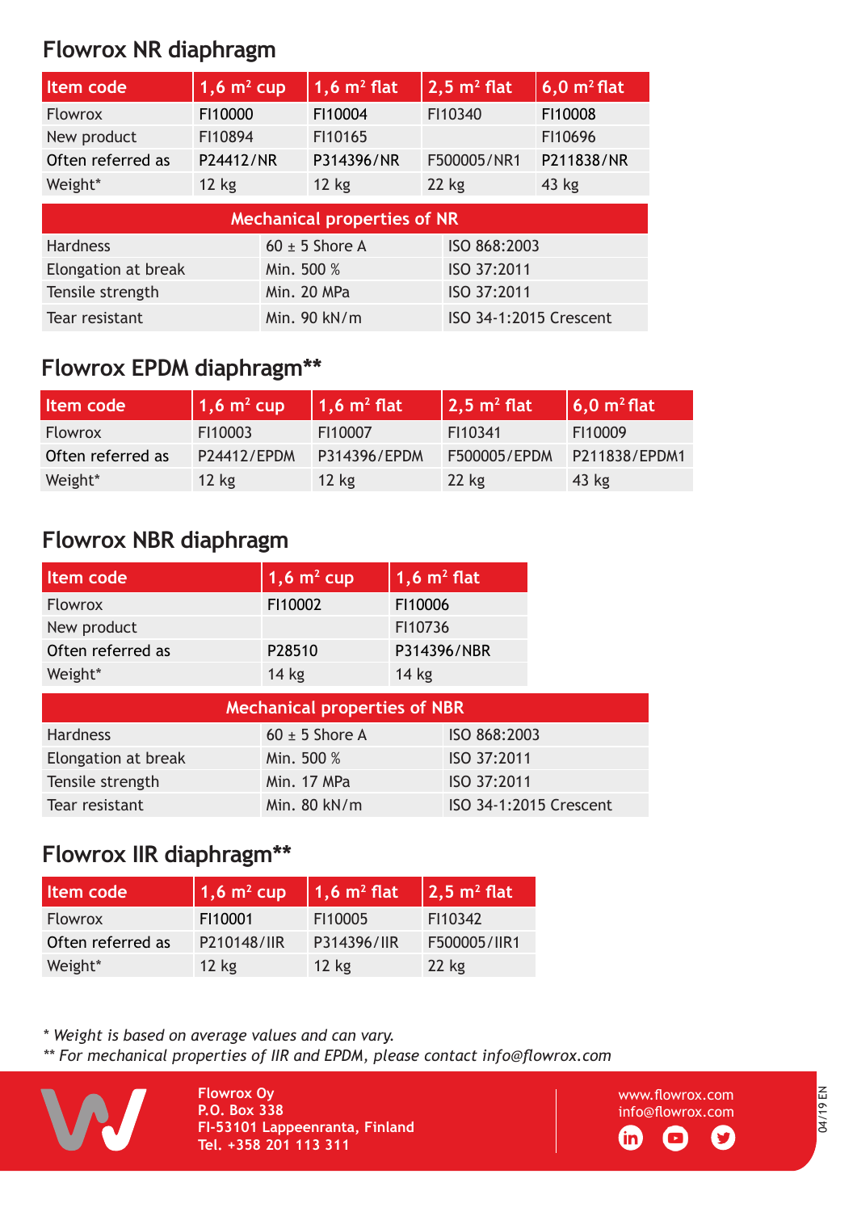## Flowrox NR diaphragm

| Item code | 1,6 m² cup | 1,6 m² flat | 2,5 m² flat | 6,0 m² flat |
|---|---|---|---|---|
| Flowrox | FI10000 | FI10004 | FI10340 | FI10008 |
| New product | FI10894 | FI10165 | | FI10696 |
| Often referred as | P24412/NR | P314396/NR | F500005/NR1 | P211838/NR |
| Weight* | 12 kg | 12 kg | 22 kg | 43 kg |

| Mechanical properties of NR | | |
|---|---|---|
| Hardness | 60 ± 5 Shore A | ISO 868:2003 |
| Elongation at break | Min. 500 % | ISO 37:2011 |
| Tensile strength | Min. 20 MPa | ISO 37:2011 |
| Tear resistant | Min. 90 kN/m | ISO 34-1:2015 Crescent |

## Flowrox EPDM diaphragm**

| Item code | 1,6 m² cup | 1,6 m² flat | 2,5 m² flat | 6,0 m² flat |
|---|---|---|---|---|
| Flowrox | FI10003 | FI10007 | FI10341 | FI10009 |
| Often referred as | P24412/EPDM | P314396/EPDM | F500005/EPDM | P211838/EPDM1 |
| Weight* | 12 kg | 12 kg | 22 kg | 43 kg |

## Flowrox NBR diaphragm

| Item code | 1,6 m² cup | 1,6 m² flat |
|---|---|---|
| Flowrox | FI10002 | FI10006 |
| New product | | FI10736 |
| Often referred as | P28510 | P314396/NBR |
| Weight* | 14 kg | 14 kg |

| Mechanical properties of NBR | | |
|---|---|---|
| Hardness | 60 ± 5 Shore A | ISO 868:2003 |
| Elongation at break | Min. 500 % | ISO 37:2011 |
| Tensile strength | Min. 17 MPa | ISO 37:2011 |
| Tear resistant | Min. 80 kN/m | ISO 34-1:2015 Crescent |

## Flowrox IIR diaphragm**

| Item code | 1,6 m² cup | 1,6 m² flat | 2,5 m² flat |
|---|---|---|---|
| Flowrox | FI10001 | FI10005 | FI10342 |
| Often referred as | P210148/IIR | P314396/IIR | F500005/IIR1 |
| Weight* | 12 kg | 12 kg | 22 kg |

*\* Weight is based on average values and can vary.*

*\*\* For mechanical properties of IIR and EPDM, please contact info@flowrox.com*

**Flowrox Oy**
**P.O. Box 338**
**FI-53101 Lappeenranta, Finland**
**Tel. +358 201 113 311**

www.flowrox.com
info@flowrox.com

04/19 EN